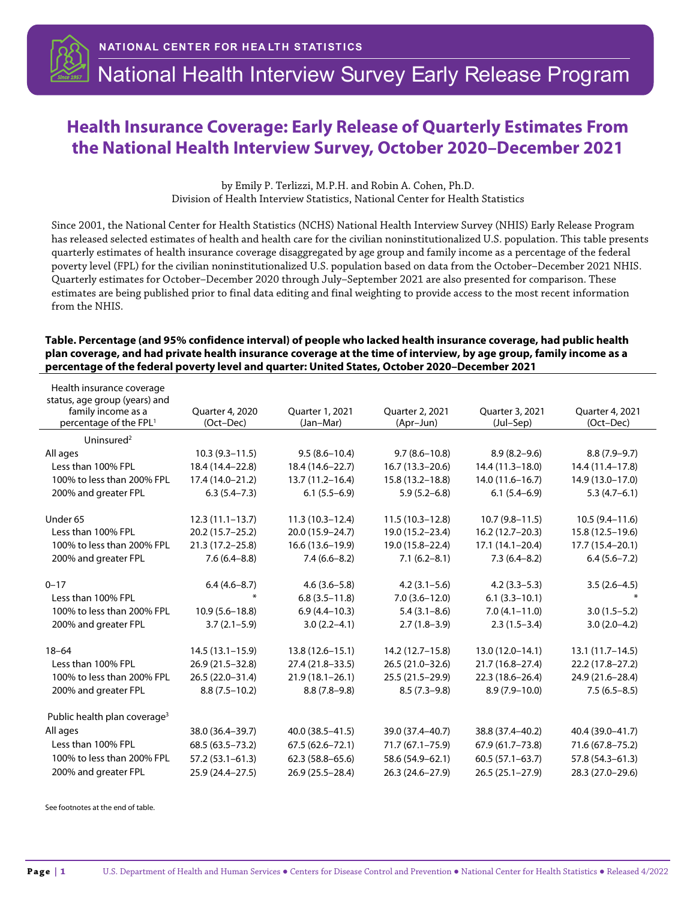NATIONAL CENTER FOR HEALTH STATISTICS

National Health Interview Survey Early Release Program

# Health Insurance Coverage: Early Release of Quarterly Estimates From the National Health Interview Survey, October 2020–December 2021

by Emily P. Terlizzi, M.P.H. and Robin A. Cohen, Ph.D.
Division of Health Interview Statistics, National Center for Health Statistics

Since 2001, the National Center for Health Statistics (NCHS) National Health Interview Survey (NHIS) Early Release Program has released selected estimates of health and health care for the civilian noninstitutionalized U.S. population. This table presents quarterly estimates of health insurance coverage disaggregated by age group and family income as a percentage of the federal poverty level (FPL) for the civilian noninstitutionalized U.S. population based on data from the October–December 2021 NHIS. Quarterly estimates for October–December 2020 through July–September 2021 are also presented for comparison. These estimates are being published prior to final data editing and final weighting to provide access to the most recent information from the NHIS.

**Table. Percentage (and 95% confidence interval) of people who lacked health insurance coverage, had public health plan coverage, and had private health insurance coverage at the time of interview, by age group, family income as a percentage of the federal poverty level and quarter: United States, October 2020–December 2021**

| Health insurance coverage status, age group (years) and family income as a percentage of the FPL[1] | Quarter 4, 2020 (Oct–Dec) | Quarter 1, 2021 (Jan–Mar) | Quarter 2, 2021 (Apr–Jun) | Quarter 3, 2021 (Jul–Sep) | Quarter 4, 2021 (Oct–Dec) |
|---|---|---|---|---|---|
| Uninsured[2] | | | | | |
| All ages | 10.3 (9.3–11.5) | 9.5 (8.6–10.4) | 9.7 (8.6–10.8) | 8.9 (8.2–9.6) | 8.8 (7.9–9.7) |
| Less than 100% FPL | 18.4 (14.4–22.8) | 18.4 (14.6–22.7) | 16.7 (13.3–20.6) | 14.4 (11.3–18.0) | 14.4 (11.4–17.8) |
| 100% to less than 200% FPL | 17.4 (14.0–21.2) | 13.7 (11.2–16.4) | 15.8 (13.2–18.8) | 14.0 (11.6–16.7) | 14.9 (13.0–17.0) |
| 200% and greater FPL | 6.3 (5.4–7.3) | 6.1 (5.5–6.9) | 5.9 (5.2–6.8) | 6.1 (5.4–6.9) | 5.3 (4.7–6.1) |
| Under 65 | 12.3 (11.1–13.7) | 11.3 (10.3–12.4) | 11.5 (10.3–12.8) | 10.7 (9.8–11.5) | 10.5 (9.4–11.6) |
| Less than 100% FPL | 20.2 (15.7–25.2) | 20.0 (15.9–24.7) | 19.0 (15.2–23.4) | 16.2 (12.7–20.3) | 15.8 (12.5–19.6) |
| 100% to less than 200% FPL | 21.3 (17.2–25.8) | 16.6 (13.6–19.9) | 19.0 (15.8–22.4) | 17.1 (14.1–20.4) | 17.7 (15.4–20.1) |
| 200% and greater FPL | 7.6 (6.4–8.8) | 7.4 (6.6–8.2) | 7.1 (6.2–8.1) | 7.3 (6.4–8.2) | 6.4 (5.6–7.2) |
| 0–17 | 6.4 (4.6–8.7) | 4.6 (3.6–5.8) | 4.2 (3.1–5.6) | 4.2 (3.3–5.3) | 3.5 (2.6–4.5) |
| Less than 100% FPL | * | 6.8 (3.5–11.8) | 7.0 (3.6–12.0) | 6.1 (3.3–10.1) | * |
| 100% to less than 200% FPL | 10.9 (5.6–18.8) | 6.9 (4.4–10.3) | 5.4 (3.1–8.6) | 7.0 (4.1–11.0) | 3.0 (1.5–5.2) |
| 200% and greater FPL | 3.7 (2.1–5.9) | 3.0 (2.2–4.1) | 2.7 (1.8–3.9) | 2.3 (1.5–3.4) | 3.0 (2.0–4.2) |
| 18–64 | 14.5 (13.1–15.9) | 13.8 (12.6–15.1) | 14.2 (12.7–15.8) | 13.0 (12.0–14.1) | 13.1 (11.7–14.5) |
| Less than 100% FPL | 26.9 (21.5–32.8) | 27.4 (21.8–33.5) | 26.5 (21.0–32.6) | 21.7 (16.8–27.4) | 22.2 (17.8–27.2) |
| 100% to less than 200% FPL | 26.5 (22.0–31.4) | 21.9 (18.1–26.1) | 25.5 (21.5–29.9) | 22.3 (18.6–26.4) | 24.9 (21.6–28.4) |
| 200% and greater FPL | 8.8 (7.5–10.2) | 8.8 (7.8–9.8) | 8.5 (7.3–9.8) | 8.9 (7.9–10.0) | 7.5 (6.5–8.5) |
| Public health plan coverage[3] | | | | | |
| All ages | 38.0 (36.4–39.7) | 40.0 (38.5–41.5) | 39.0 (37.4–40.7) | 38.8 (37.4–40.2) | 40.4 (39.0–41.7) |
| Less than 100% FPL | 68.5 (63.5–73.2) | 67.5 (62.6–72.1) | 71.7 (67.1–75.9) | 67.9 (61.7–73.8) | 71.6 (67.8–75.2) |
| 100% to less than 200% FPL | 57.2 (53.1–61.3) | 62.3 (58.8–65.6) | 58.6 (54.9–62.1) | 60.5 (57.1–63.7) | 57.8 (54.3–61.3) |
| 200% and greater FPL | 25.9 (24.4–27.5) | 26.9 (25.5–28.4) | 26.3 (24.6–27.9) | 26.5 (25.1–27.9) | 28.3 (27.0–29.6) |

See footnotes at the end of table.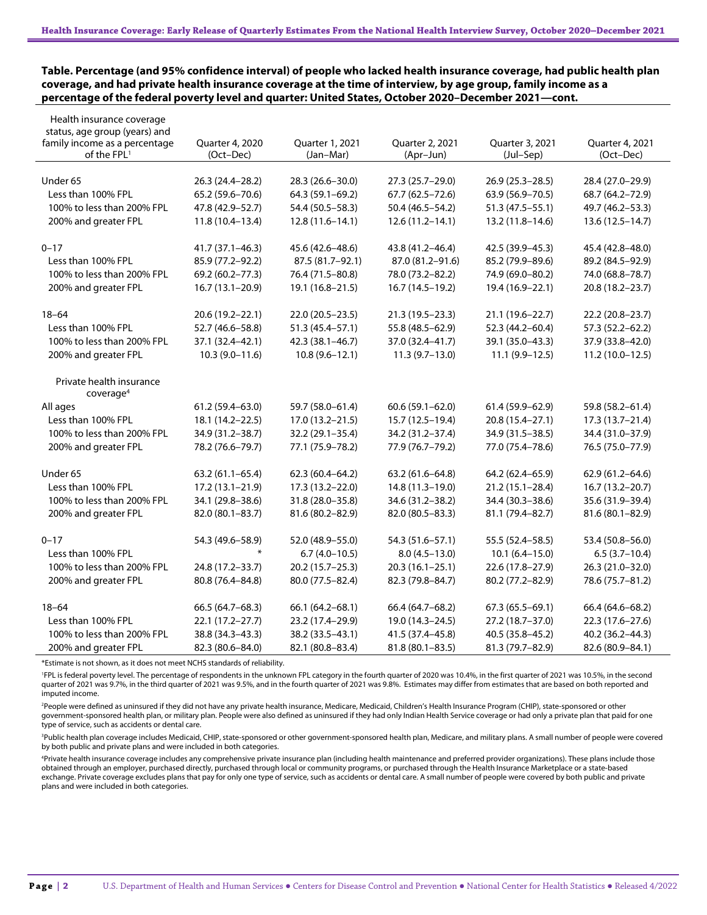**Table. Percentage (and 95% confidence interval) of people who lacked health insurance coverage, had public health plan coverage, and had private health insurance coverage at the time of interview, by age group, family income as a percentage of the federal poverty level and quarter: United States, October 2020–December 2021—cont.**

| Health insurance coverage status, age group (years) and family income as a percentage of the FPL[1] | Quarter 4, 2020 (Oct–Dec) | Quarter 1, 2021 (Jan–Mar) | Quarter 2, 2021 (Apr–Jun) | Quarter 3, 2021 (Jul–Sep) | Quarter 4, 2021 (Oct–Dec) |
|---|---|---|---|---|---|
| Under 65 | 26.3 (24.4–28.2) | 28.3 (26.6–30.0) | 27.3 (25.7–29.0) | 26.9 (25.3–28.5) | 28.4 (27.0–29.9) |
| Less than 100% FPL | 65.2 (59.6–70.6) | 64.3 (59.1–69.2) | 67.7 (62.5–72.6) | 63.9 (56.9–70.5) | 68.7 (64.2–72.9) |
| 100% to less than 200% FPL | 47.8 (42.9–52.7) | 54.4 (50.5–58.3) | 50.4 (46.5–54.2) | 51.3 (47.5–55.1) | 49.7 (46.2–53.3) |
| 200% and greater FPL | 11.8 (10.4–13.4) | 12.8 (11.6–14.1) | 12.6 (11.2–14.1) | 13.2 (11.8–14.6) | 13.6 (12.5–14.7) |
| 0–17 | 41.7 (37.1–46.3) | 45.6 (42.6–48.6) | 43.8 (41.2–46.4) | 42.5 (39.9–45.3) | 45.4 (42.8–48.0) |
| Less than 100% FPL | 85.9 (77.2–92.2) | 87.5 (81.7–92.1) | 87.0 (81.2–91.6) | 85.2 (79.9–89.6) | 89.2 (84.5–92.9) |
| 100% to less than 200% FPL | 69.2 (60.2–77.3) | 76.4 (71.5–80.8) | 78.0 (73.2–82.2) | 74.9 (69.0–80.2) | 74.0 (68.8–78.7) |
| 200% and greater FPL | 16.7 (13.1–20.9) | 19.1 (16.8–21.5) | 16.7 (14.5–19.2) | 19.4 (16.9–22.1) | 20.8 (18.2–23.7) |
| 18–64 | 20.6 (19.2–22.1) | 22.0 (20.5–23.5) | 21.3 (19.5–23.3) | 21.1 (19.6–22.7) | 22.2 (20.8–23.7) |
| Less than 100% FPL | 52.7 (46.6–58.8) | 51.3 (45.4–57.1) | 55.8 (48.5–62.9) | 52.3 (44.2–60.4) | 57.3 (52.2–62.2) |
| 100% to less than 200% FPL | 37.1 (32.4–42.1) | 42.3 (38.1–46.7) | 37.0 (32.4–41.7) | 39.1 (35.0–43.3) | 37.9 (33.8–42.0) |
| 200% and greater FPL | 10.3 (9.0–11.6) | 10.8 (9.6–12.1) | 11.3 (9.7–13.0) | 11.1 (9.9–12.5) | 11.2 (10.0–12.5) |
| **Private health insurance coverage[4]** | | | | | |
| All ages | 61.2 (59.4–63.0) | 59.7 (58.0–61.4) | 60.6 (59.1–62.0) | 61.4 (59.9–62.9) | 59.8 (58.2–61.4) |
| Less than 100% FPL | 18.1 (14.2–22.5) | 17.0 (13.2–21.5) | 15.7 (12.5–19.4) | 20.8 (15.4–27.1) | 17.3 (13.7–21.4) |
| 100% to less than 200% FPL | 34.9 (31.2–38.7) | 32.2 (29.1–35.4) | 34.2 (31.2–37.4) | 34.9 (31.5–38.5) | 34.4 (31.0–37.9) |
| 200% and greater FPL | 78.2 (76.6–79.7) | 77.1 (75.9–78.2) | 77.9 (76.7–79.2) | 77.0 (75.4–78.6) | 76.5 (75.0–77.9) |
| Under 65 | 63.2 (61.1–65.4) | 62.3 (60.4–64.2) | 63.2 (61.6–64.8) | 64.2 (62.4–65.9) | 62.9 (61.2–64.6) |
| Less than 100% FPL | 17.2 (13.1–21.9) | 17.3 (13.2–22.0) | 14.8 (11.3–19.0) | 21.2 (15.1–28.4) | 16.7 (13.2–20.7) |
| 100% to less than 200% FPL | 34.1 (29.8–38.6) | 31.8 (28.0–35.8) | 34.6 (31.2–38.2) | 34.4 (30.3–38.6) | 35.6 (31.9–39.4) |
| 200% and greater FPL | 82.0 (80.1–83.7) | 81.6 (80.2–82.9) | 82.0 (80.5–83.3) | 81.1 (79.4–82.7) | 81.6 (80.1–82.9) |
| 0–17 | 54.3 (49.6–58.9) | 52.0 (48.9–55.0) | 54.3 (51.6–57.1) | 55.5 (52.4–58.5) | 53.4 (50.8–56.0) |
| Less than 100% FPL | * | 6.7 (4.0–10.5) | 8.0 (4.5–13.0) | 10.1 (6.4–15.0) | 6.5 (3.7–10.4) |
| 100% to less than 200% FPL | 24.8 (17.2–33.7) | 20.2 (15.7–25.3) | 20.3 (16.1–25.1) | 22.6 (17.8–27.9) | 26.3 (21.0–32.0) |
| 200% and greater FPL | 80.8 (76.4–84.8) | 80.0 (77.5–82.4) | 82.3 (79.8–84.7) | 80.2 (77.2–82.9) | 78.6 (75.7–81.2) |
| 18–64 | 66.5 (64.7–68.3) | 66.1 (64.2–68.1) | 66.4 (64.7–68.2) | 67.3 (65.5–69.1) | 66.4 (64.6–68.2) |
| Less than 100% FPL | 22.1 (17.2–27.7) | 23.2 (17.4–29.9) | 19.0 (14.3–24.5) | 27.2 (18.7–37.0) | 22.3 (17.6–27.6) |
| 100% to less than 200% FPL | 38.8 (34.3–43.3) | 38.2 (33.5–43.1) | 41.5 (37.4–45.8) | 40.5 (35.8–45.2) | 40.2 (36.2–44.3) |
| 200% and greater FPL | 82.3 (80.6–84.0) | 82.1 (80.8–83.4) | 81.8 (80.1–83.5) | 81.3 (79.7–82.9) | 82.6 (80.9–84.1) |

*Estimate is not shown, as it does not meet NCHS standards of reliability.

[1]FPL is federal poverty level. The percentage of respondents in the unknown FPL category in the fourth quarter of 2020 was 10.4%, in the first quarter of 2021 was 10.5%, in the second quarter of 2021 was 9.7%, in the third quarter of 2021 was 9.5%, and in the fourth quarter of 2021 was 9.8%. Estimates may differ from estimates that are based on both reported and imputed income.

[2]People were defined as uninsured if they did not have any private health insurance, Medicare, Medicaid, Children's Health Insurance Program (CHIP), state-sponsored or other government-sponsored health plan, or military plan. People were also defined as uninsured if they had only Indian Health Service coverage or had only a private plan that paid for one type of service, such as accidents or dental care.

[3]Public health plan coverage includes Medicaid, CHIP, state-sponsored or other government-sponsored health plan, Medicare, and military plans. A small number of people were covered by both public and private plans and were included in both categories.

[4]Private health insurance coverage includes any comprehensive private insurance plan (including health maintenance and preferred provider organizations). These plans include those obtained through an employer, purchased directly, purchased through local or community programs, or purchased through the Health Insurance Marketplace or a state-based exchange. Private coverage excludes plans that pay for only one type of service, such as accidents or dental care. A small number of people were covered by both public and private plans and were included in both categories.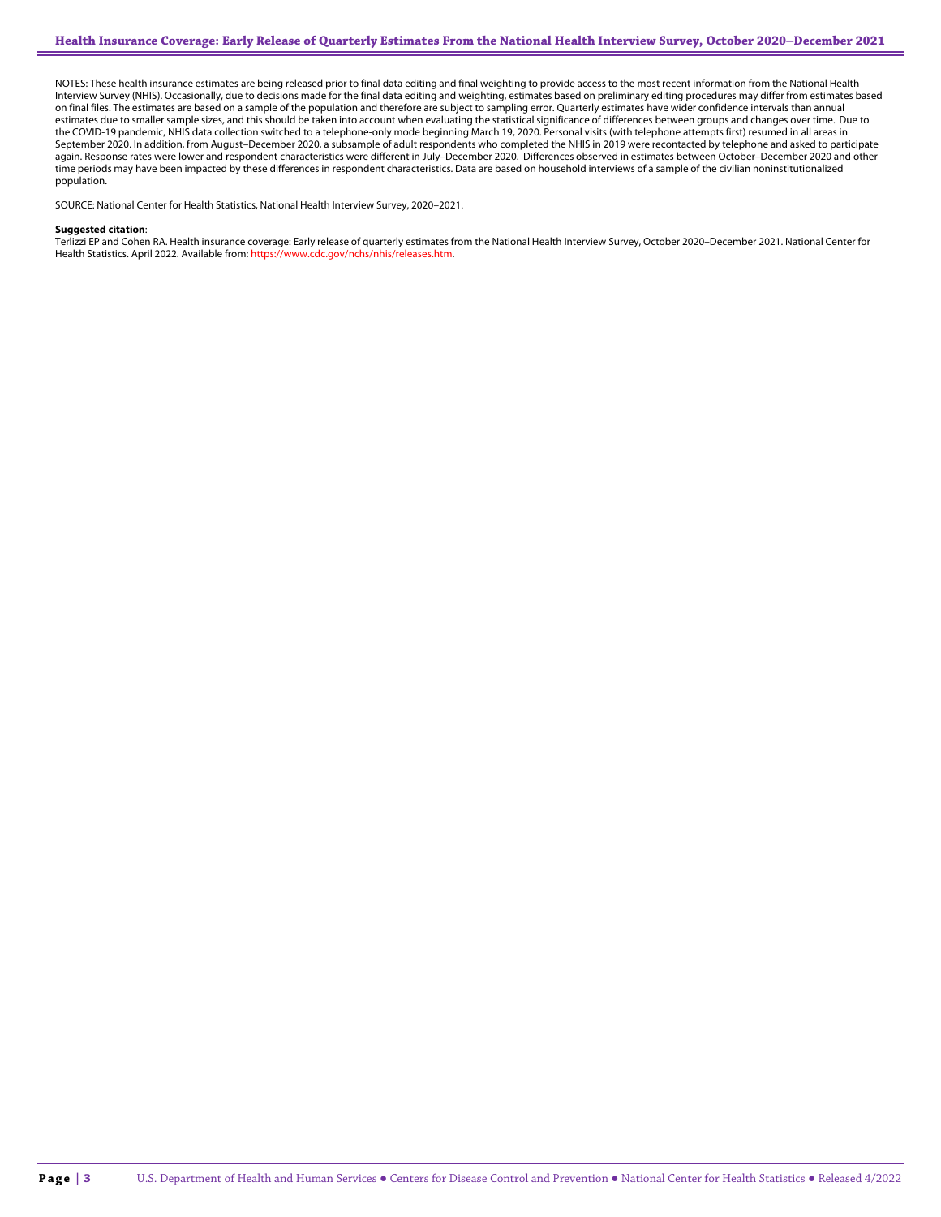NOTES: These health insurance estimates are being released prior to final data editing and final weighting to provide access to the most recent information from the National Health Interview Survey (NHIS). Occasionally, due to decisions made for the final data editing and weighting, estimates based on preliminary editing procedures may differ from estimates based on final files. The estimates are based on a sample of the population and therefore are subject to sampling error. Quarterly estimates have wider confidence intervals than annual estimates due to smaller sample sizes, and this should be taken into account when evaluating the statistical significance of differences between groups and changes over time. Due to the COVID-19 pandemic, NHIS data collection switched to a telephone-only mode beginning March 19, 2020. Personal visits (with telephone attempts first) resumed in all areas in September 2020. In addition, from August–December 2020, a subsample of adult respondents who completed the NHIS in 2019 were recontacted by telephone and asked to participate again. Response rates were lower and respondent characteristics were different in July–December 2020. Differences observed in estimates between October–December 2020 and other time periods may have been impacted by these differences in respondent characteristics. Data are based on household interviews of a sample of the civilian noninstitutionalized population.

SOURCE: National Center for Health Statistics, National Health Interview Survey, 2020–2021.

**Suggested citation**:
Terlizzi EP and Cohen RA. Health insurance coverage: Early release of quarterly estimates from the National Health Interview Survey, October 2020–December 2021. National Center for Health Statistics. April 2022. Available from: https://www.cdc.gov/nchs/nhis/releases.htm.